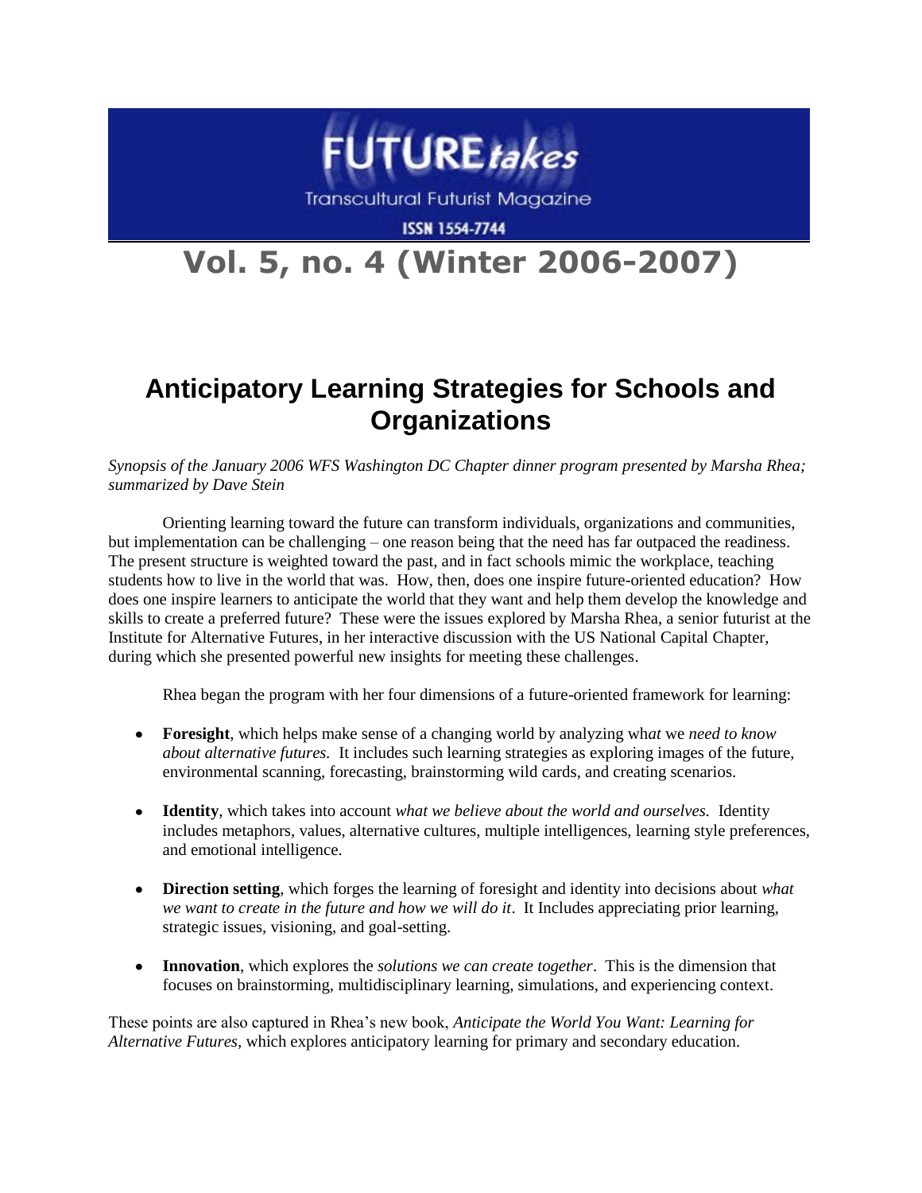FUTURE*takes*

Transcultural Futurist Magazine

ISSN 1554-7744

# Vol. 5, no. 4 (Winter 2006-2007)

## Anticipatory Learning Strategies for Schools and Organizations

*Synopsis of the January 2006 WFS Washington DC Chapter dinner program presented by Marsha Rhea; summarized by Dave Stein*

Orienting learning toward the future can transform individuals, organizations and communities, but implementation can be challenging – one reason being that the need has far outpaced the readiness. The present structure is weighted toward the past, and in fact schools mimic the workplace, teaching students how to live in the world that was. How, then, does one inspire future-oriented education? How does one inspire learners to anticipate the world that they want and help them develop the knowledge and skills to create a preferred future? These were the issues explored by Marsha Rhea, a senior futurist at the Institute for Alternative Futures, in her interactive discussion with the US National Capital Chapter, during which she presented powerful new insights for meeting these challenges.

Rhea began the program with her four dimensions of a future-oriented framework for learning:

- **Foresight**, which helps make sense of a changing world by analyzing wh*at* we *need to know about alternative futures.* It includes such learning strategies as exploring images of the future, environmental scanning, forecasting, brainstorming wild cards, and creating scenarios.
- **Identity**, which takes into account *what we believe about the world and ourselves.* Identity includes metaphors, values, alternative cultures, multiple intelligences, learning style preferences, and emotional intelligence.
- **Direction setting**, which forges the learning of foresight and identity into decisions about *what we want to create in the future and how we will do it*. It Includes appreciating prior learning, strategic issues, visioning, and goal-setting.
- **Innovation**, which explores the *solutions we can create together*. This is the dimension that focuses on brainstorming, multidisciplinary learning, simulations, and experiencing context.

These points are also captured in Rhea's new book, *Anticipate the World You Want: Learning for Alternative Futures,* which explores anticipatory learning for primary and secondary education.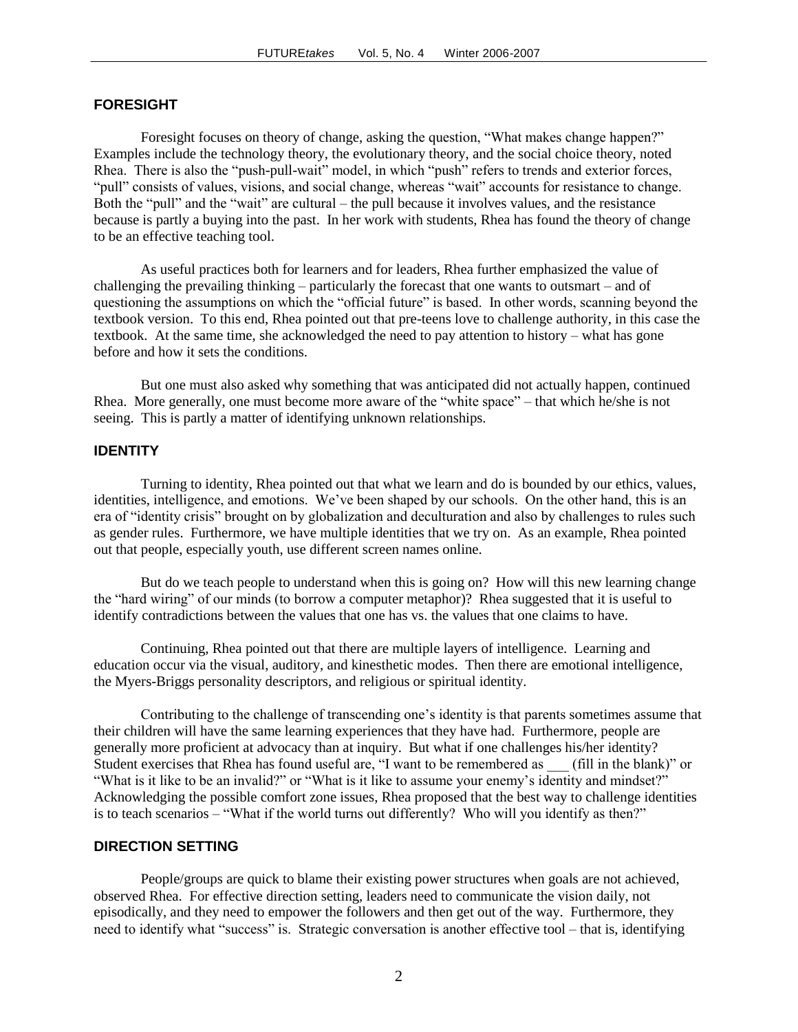## FORESIGHT

Foresight focuses on theory of change, asking the question, "What makes change happen?" Examples include the technology theory, the evolutionary theory, and the social choice theory, noted Rhea. There is also the "push-pull-wait" model, in which "push" refers to trends and exterior forces, "pull" consists of values, visions, and social change, whereas "wait" accounts for resistance to change. Both the "pull" and the "wait" are cultural – the pull because it involves values, and the resistance because is partly a buying into the past. In her work with students, Rhea has found the theory of change to be an effective teaching tool.

As useful practices both for learners and for leaders, Rhea further emphasized the value of challenging the prevailing thinking – particularly the forecast that one wants to outsmart – and of questioning the assumptions on which the "official future" is based. In other words, scanning beyond the textbook version. To this end, Rhea pointed out that pre-teens love to challenge authority, in this case the textbook. At the same time, she acknowledged the need to pay attention to history – what has gone before and how it sets the conditions.

But one must also asked why something that was anticipated did not actually happen, continued Rhea. More generally, one must become more aware of the "white space" – that which he/she is not seeing. This is partly a matter of identifying unknown relationships.

## IDENTITY

Turning to identity, Rhea pointed out that what we learn and do is bounded by our ethics, values, identities, intelligence, and emotions. We've been shaped by our schools. On the other hand, this is an era of "identity crisis" brought on by globalization and deculturation and also by challenges to rules such as gender rules. Furthermore, we have multiple identities that we try on. As an example, Rhea pointed out that people, especially youth, use different screen names online.

But do we teach people to understand when this is going on? How will this new learning change the "hard wiring" of our minds (to borrow a computer metaphor)? Rhea suggested that it is useful to identify contradictions between the values that one has vs. the values that one claims to have.

Continuing, Rhea pointed out that there are multiple layers of intelligence. Learning and education occur via the visual, auditory, and kinesthetic modes. Then there are emotional intelligence, the Myers-Briggs personality descriptors, and religious or spiritual identity.

Contributing to the challenge of transcending one's identity is that parents sometimes assume that their children will have the same learning experiences that they have had. Furthermore, people are generally more proficient at advocacy than at inquiry. But what if one challenges his/her identity? Student exercises that Rhea has found useful are, "I want to be remembered as ___ (fill in the blank)" or "What is it like to be an invalid?" or "What is it like to assume your enemy's identity and mindset?" Acknowledging the possible comfort zone issues, Rhea proposed that the best way to challenge identities is to teach scenarios – "What if the world turns out differently? Who will you identify as then?"

## DIRECTION SETTING

People/groups are quick to blame their existing power structures when goals are not achieved, observed Rhea. For effective direction setting, leaders need to communicate the vision daily, not episodically, and they need to empower the followers and then get out of the way. Furthermore, they need to identify what "success" is. Strategic conversation is another effective tool – that is, identifying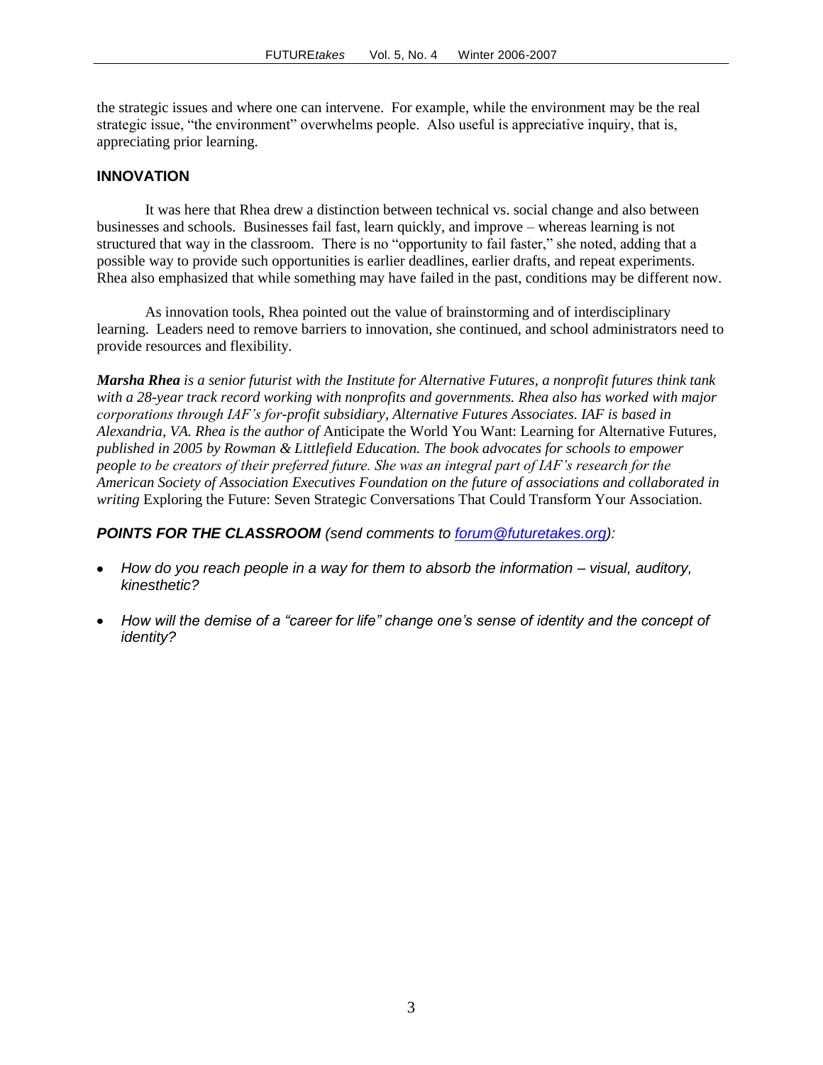the strategic issues and where one can intervene. For example, while the environment may be the real strategic issue, "the environment" overwhelms people. Also useful is appreciative inquiry, that is, appreciating prior learning.

## INNOVATION

It was here that Rhea drew a distinction between technical vs. social change and also between businesses and schools. Businesses fail fast, learn quickly, and improve – whereas learning is not structured that way in the classroom. There is no "opportunity to fail faster," she noted, adding that a possible way to provide such opportunities is earlier deadlines, earlier drafts, and repeat experiments. Rhea also emphasized that while something may have failed in the past, conditions may be different now.

As innovation tools, Rhea pointed out the value of brainstorming and of interdisciplinary learning. Leaders need to remove barriers to innovation, she continued, and school administrators need to provide resources and flexibility.

***Marsha Rhea** is a senior futurist with the Institute for Alternative Futures, a nonprofit futures think tank with a 28-year track record working with nonprofits and governments. Rhea also has worked with major corporations through IAF's for-profit subsidiary, Alternative Futures Associates. IAF is based in Alexandria, VA. Rhea is the author of* Anticipate the World You Want: Learning for Alternative Futures, *published in 2005 by Rowman & Littlefield Education. The book advocates for schools to empower people to be creators of their preferred future. She was an integral part of IAF's research for the American Society of Association Executives Foundation on the future of associations and collaborated in writing* Exploring the Future: Seven Strategic Conversations That Could Transform Your Association.

***POINTS FOR THE CLASSROOM** (send comments to forum@futuretakes.org):*

- *How do you reach people in a way for them to absorb the information – visual, auditory, kinesthetic?*
- *How will the demise of a "career for life" change one's sense of identity and the concept of identity?*